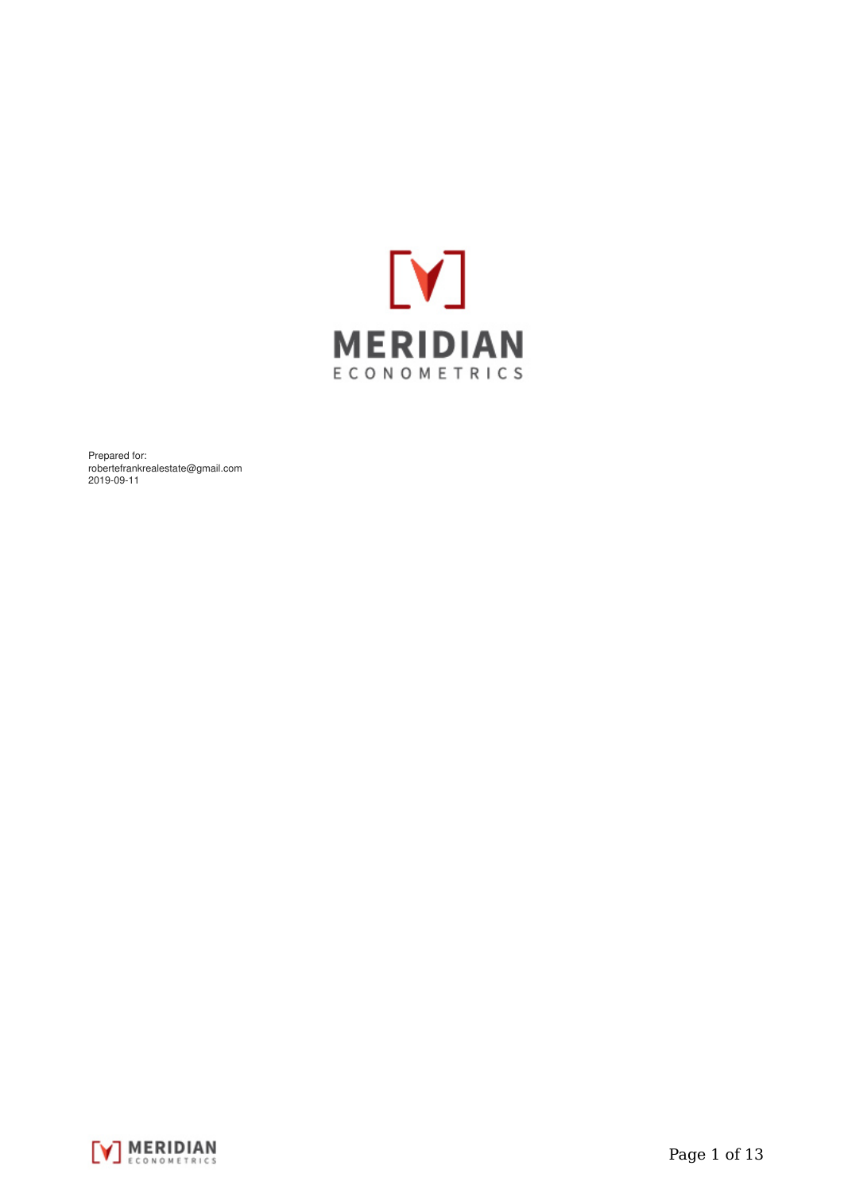MERIDIAN

ECONOMETRICS

Prepared for:
robertefrankrealestate@gmail.com
2019-09-11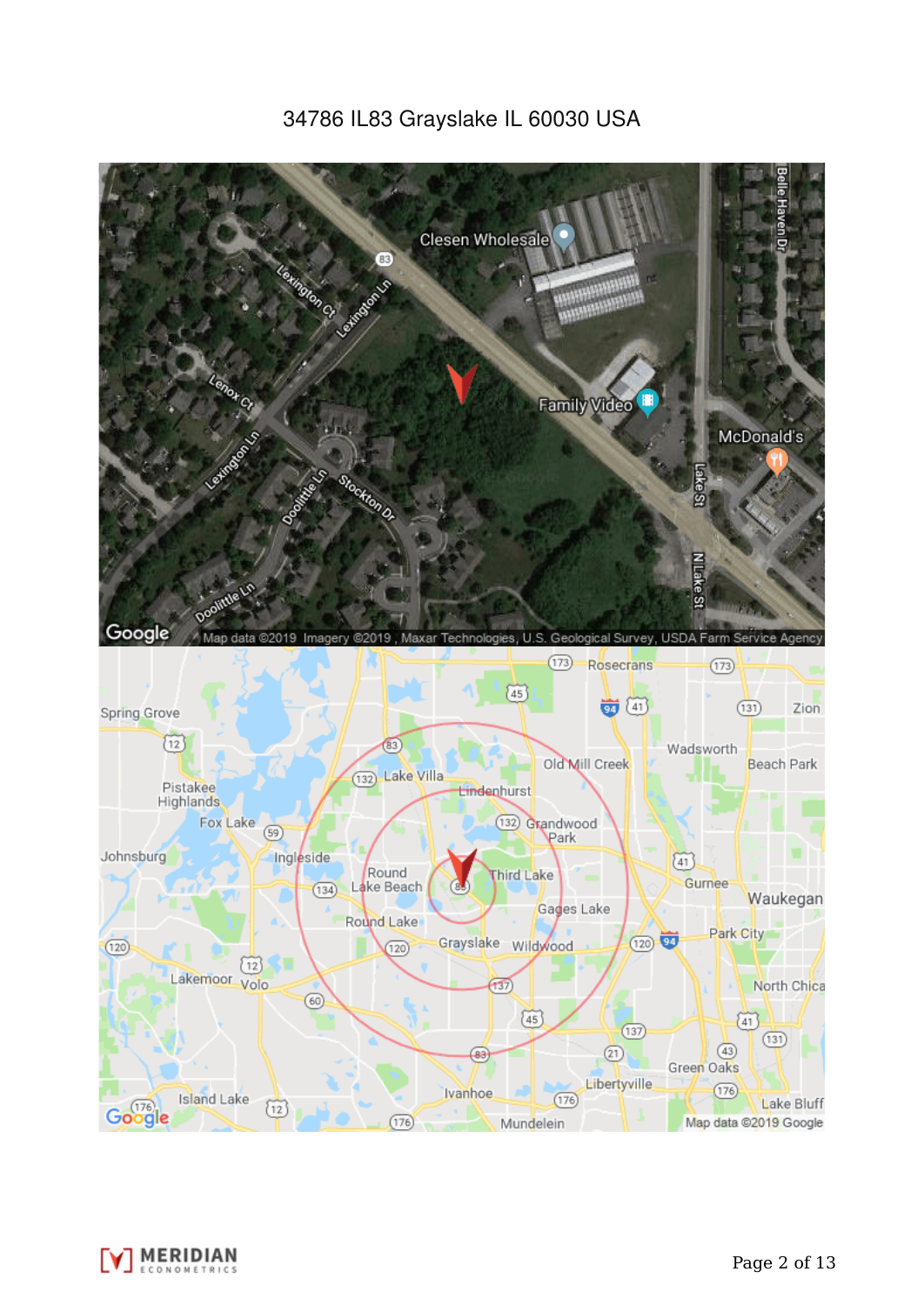34786 IL83 Grayslake IL 60030 USA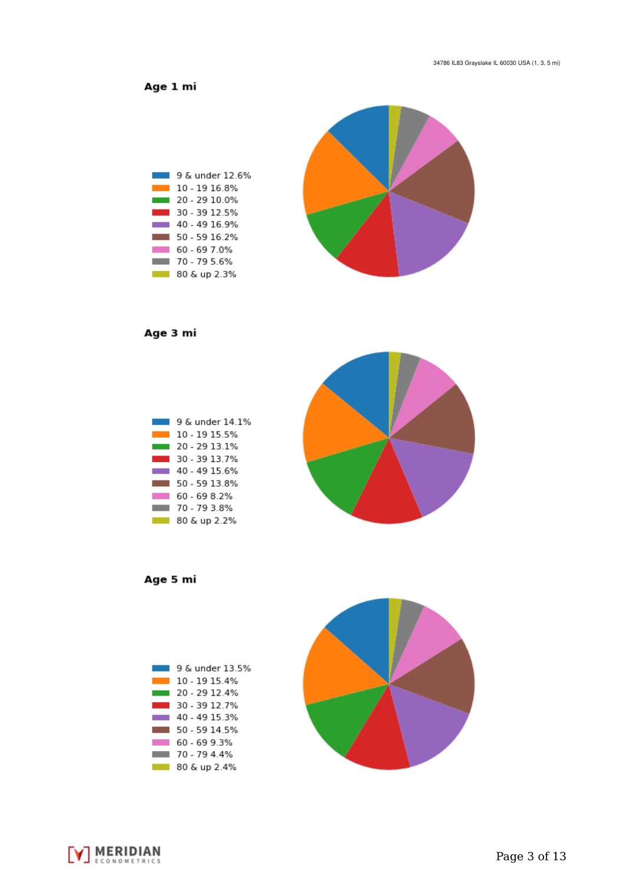34786 IL83 Grayslake IL 60030 USA (1, 3, 5 mi)

## Age 1 mi

- 9 & under 12.6%
- 10 - 19 16.8%
- 20 - 29 10.0%
- 30 - 39 12.5%
- 40 - 49 16.9%
- 50 - 59 16.2%
- 60 - 69 7.0%
- 70 - 79 5.6%
- 80 & up 2.3%

## Age 3 mi

- 9 & under 14.1%
- 10 - 19 15.5%
- 20 - 29 13.1%
- 30 - 39 13.7%
- 40 - 49 15.6%
- 50 - 59 13.8%
- 60 - 69 8.2%
- 70 - 79 3.8%
- 80 & up 2.2%

## Age 5 mi

- 9 & under 13.5%
- 10 - 19 15.4%
- 20 - 29 12.4%
- 30 - 39 12.7%
- 40 - 49 15.3%
- 50 - 59 14.5%
- 60 - 69 9.3%
- 70 - 79 4.4%
- 80 & up 2.4%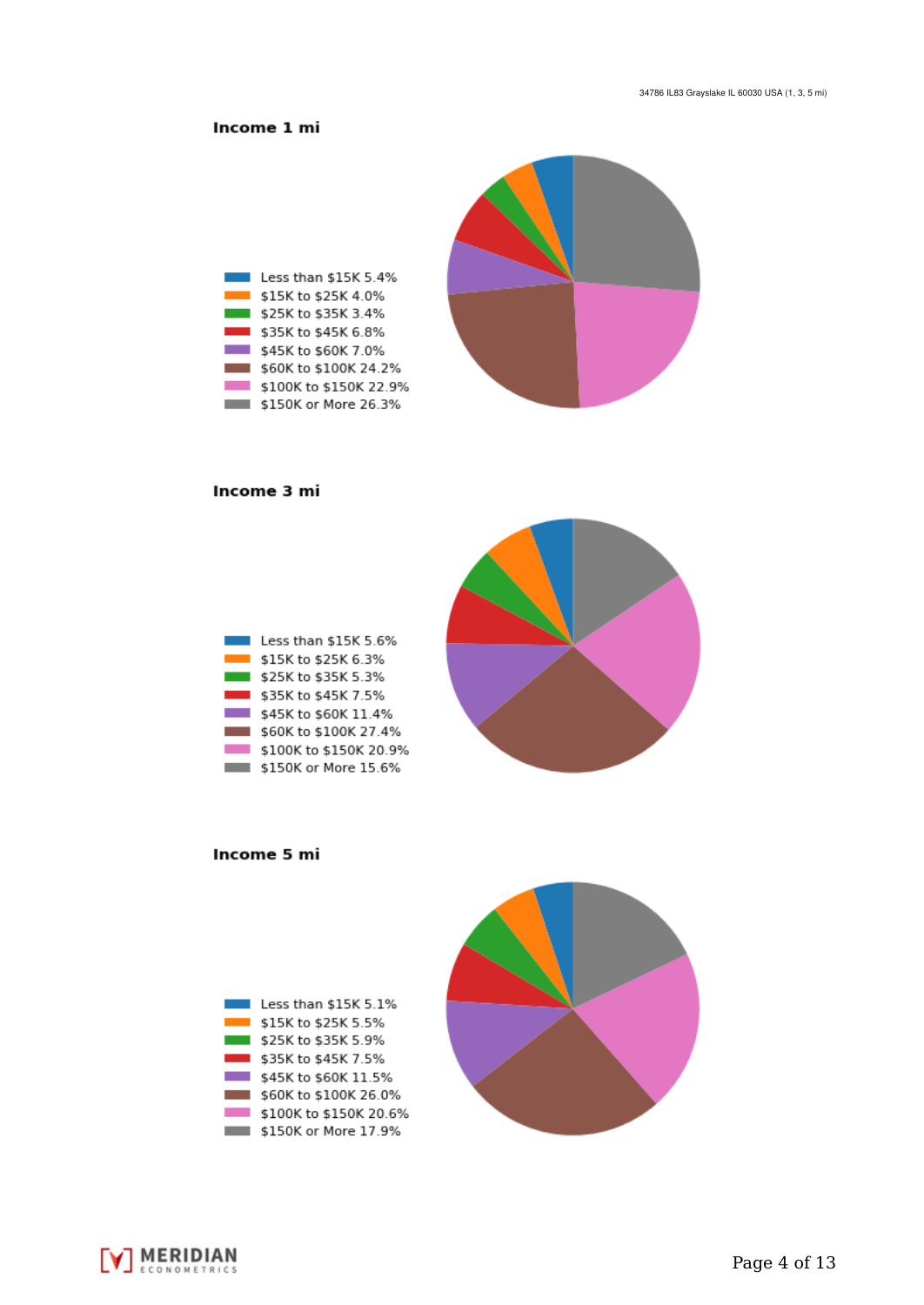34786 IL83 Grayslake IL 60030 USA (1, 3, 5 mi)

### Income 1 mi

- Less than $15K 5.4%
- $15K to $25K 4.0%
- $25K to $35K 3.4%
- $35K to $45K 6.8%
- $45K to $60K 7.0%
- $60K to $100K 24.2%
- $100K to $150K 22.9%
- $150K or More 26.3%

### Income 3 mi

- Less than $15K 5.6%
- $15K to $25K 6.3%
- $25K to $35K 5.3%
- $35K to $45K 7.5%
- $45K to $60K 11.4%
- $60K to $100K 27.4%
- $100K to $150K 20.9%
- $150K or More 15.6%

### Income 5 mi

- Less than $15K 5.1%
- $15K to $25K 5.5%
- $25K to $35K 5.9%
- $35K to $45K 7.5%
- $45K to $60K 11.5%
- $60K to $100K 26.0%
- $100K to $150K 20.6%
- $150K or More 17.9%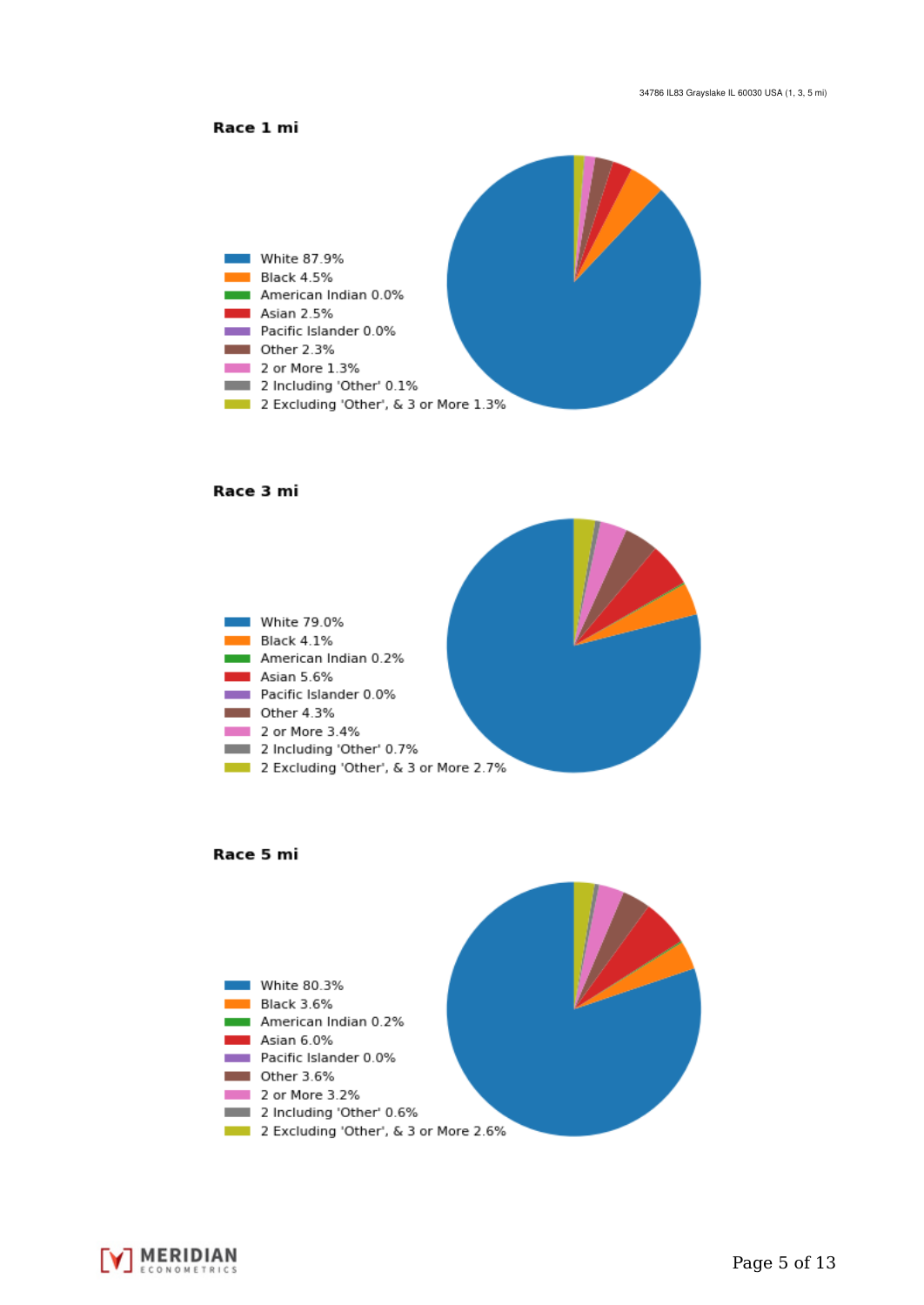34786 IL83 Grayslake IL 60030 USA (1, 3, 5 mi)

### Race 1 mi

- White 87.9%
- Black 4.5%
- American Indian 0.0%
- Asian 2.5%
- Pacific Islander 0.0%
- Other 2.3%
- 2 or More 1.3%
- 2 Including 'Other' 0.1%
- 2 Excluding 'Other', & 3 or More 1.3%

### Race 3 mi

- White 79.0%
- Black 4.1%
- American Indian 0.2%
- Asian 5.6%
- Pacific Islander 0.0%
- Other 4.3%
- 2 or More 3.4%
- 2 Including 'Other' 0.7%
- 2 Excluding 'Other', & 3 or More 2.7%

### Race 5 mi

- White 80.3%
- Black 3.6%
- American Indian 0.2%
- Asian 6.0%
- Pacific Islander 0.0%
- Other 3.6%
- 2 or More 3.2%
- 2 Including 'Other' 0.6%
- 2 Excluding 'Other', & 3 or More 2.6%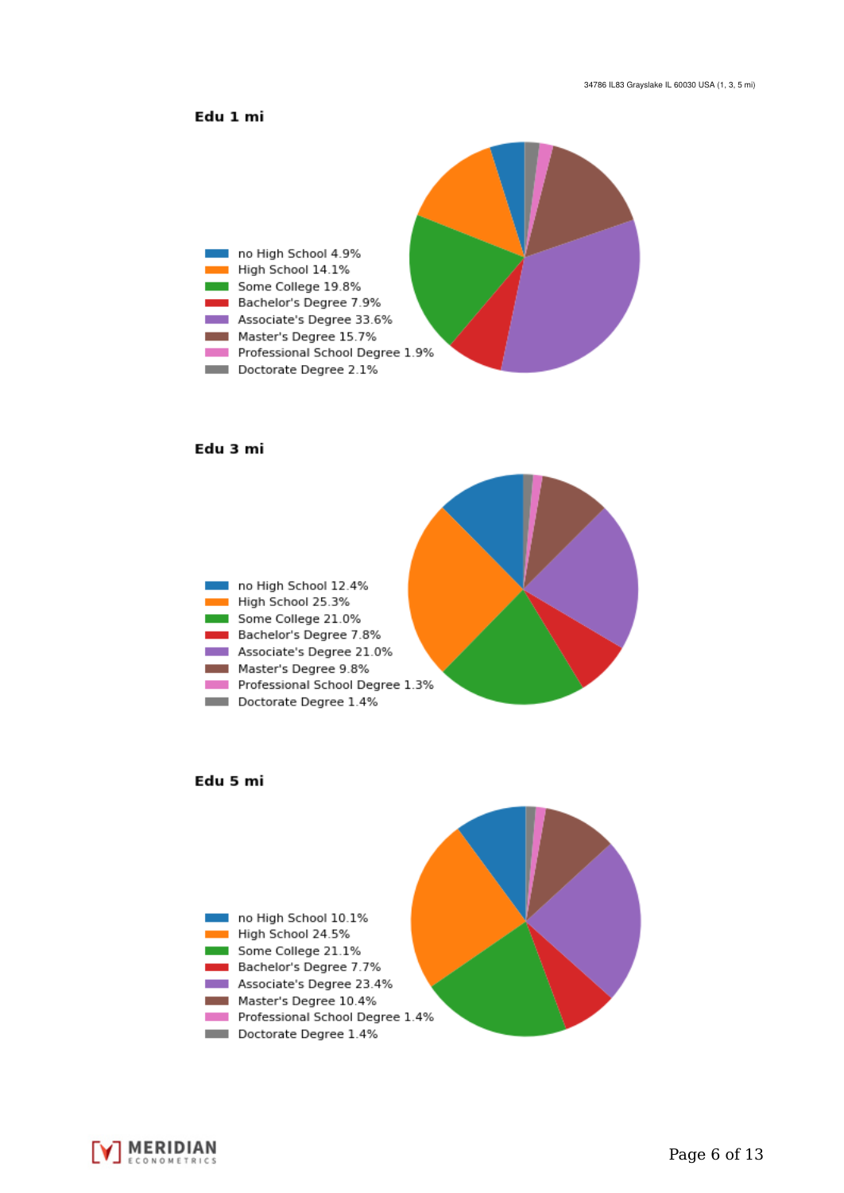34786 IL83 Grayslake IL 60030 USA (1, 3, 5 mi)

**Edu 1 mi**

- no High School 4.9%
- High School 14.1%
- Some College 19.8%
- Bachelor's Degree 7.9%
- Associate's Degree 33.6%
- Master's Degree 15.7%
- Professional School Degree 1.9%
- Doctorate Degree 2.1%

**Edu 3 mi**

- no High School 12.4%
- High School 25.3%
- Some College 21.0%
- Bachelor's Degree 7.8%
- Associate's Degree 21.0%
- Master's Degree 9.8%
- Professional School Degree 1.3%
- Doctorate Degree 1.4%

**Edu 5 mi**

- no High School 10.1%
- High School 24.5%
- Some College 21.1%
- Bachelor's Degree 7.7%
- Associate's Degree 23.4%
- Master's Degree 10.4%
- Professional School Degree 1.4%
- Doctorate Degree 1.4%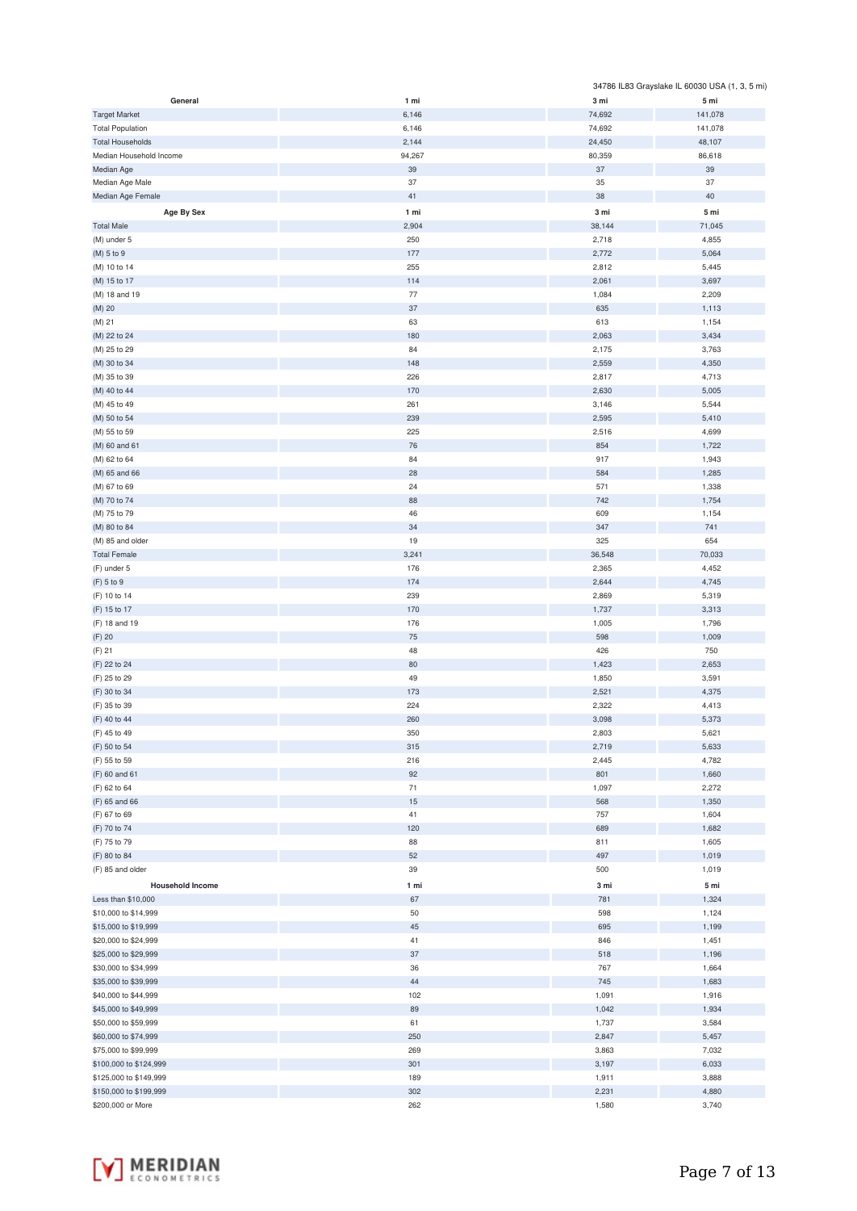34786 IL83 Grayslake IL 60030 USA (1, 3, 5 mi)

| General | 1 mi | 3 mi | 5 mi |
|---|---|---|---|
| Target Market | 6,146 | 74,692 | 141,078 |
| Total Population | 6,146 | 74,692 | 141,078 |
| Total Households | 2,144 | 24,450 | 48,107 |
| Median Household Income | 94,267 | 80,359 | 86,618 |
| Median Age | 39 | 37 | 39 |
| Median Age Male | 37 | 35 | 37 |
| Median Age Female | 41 | 38 | 40 |

| Age By Sex | 1 mi | 3 mi | 5 mi |
|---|---|---|---|
| Total Male | 2,904 | 38,144 | 71,045 |
| (M) under 5 | 250 | 2,718 | 4,855 |
| (M) 5 to 9 | 177 | 2,772 | 5,064 |
| (M) 10 to 14 | 255 | 2,812 | 5,445 |
| (M) 15 to 17 | 114 | 2,061 | 3,697 |
| (M) 18 and 19 | 77 | 1,084 | 2,209 |
| (M) 20 | 37 | 635 | 1,113 |
| (M) 21 | 63 | 613 | 1,154 |
| (M) 22 to 24 | 180 | 2,063 | 3,434 |
| (M) 25 to 29 | 84 | 2,175 | 3,763 |
| (M) 30 to 34 | 148 | 2,559 | 4,350 |
| (M) 35 to 39 | 226 | 2,817 | 4,713 |
| (M) 40 to 44 | 170 | 2,630 | 5,005 |
| (M) 45 to 49 | 261 | 3,146 | 5,544 |
| (M) 50 to 54 | 239 | 2,595 | 5,410 |
| (M) 55 to 59 | 225 | 2,516 | 4,699 |
| (M) 60 and 61 | 76 | 854 | 1,722 |
| (M) 62 to 64 | 84 | 917 | 1,943 |
| (M) 65 and 66 | 28 | 584 | 1,285 |
| (M) 67 to 69 | 24 | 571 | 1,338 |
| (M) 70 to 74 | 88 | 742 | 1,754 |
| (M) 75 to 79 | 46 | 609 | 1,154 |
| (M) 80 to 84 | 34 | 347 | 741 |
| (M) 85 and older | 19 | 325 | 654 |
| Total Female | 3,241 | 36,548 | 70,033 |
| (F) under 5 | 176 | 2,365 | 4,452 |
| (F) 5 to 9 | 174 | 2,644 | 4,745 |
| (F) 10 to 14 | 239 | 2,869 | 5,319 |
| (F) 15 to 17 | 170 | 1,737 | 3,313 |
| (F) 18 and 19 | 176 | 1,005 | 1,796 |
| (F) 20 | 75 | 598 | 1,009 |
| (F) 21 | 48 | 426 | 750 |
| (F) 22 to 24 | 80 | 1,423 | 2,653 |
| (F) 25 to 29 | 49 | 1,850 | 3,591 |
| (F) 30 to 34 | 173 | 2,521 | 4,375 |
| (F) 35 to 39 | 224 | 2,322 | 4,413 |
| (F) 40 to 44 | 260 | 3,098 | 5,373 |
| (F) 45 to 49 | 350 | 2,803 | 5,621 |
| (F) 50 to 54 | 315 | 2,719 | 5,633 |
| (F) 55 to 59 | 216 | 2,445 | 4,782 |
| (F) 60 and 61 | 92 | 801 | 1,660 |
| (F) 62 to 64 | 71 | 1,097 | 2,272 |
| (F) 65 and 66 | 15 | 568 | 1,350 |
| (F) 67 to 69 | 41 | 757 | 1,604 |
| (F) 70 to 74 | 120 | 689 | 1,682 |
| (F) 75 to 79 | 88 | 811 | 1,605 |
| (F) 80 to 84 | 52 | 497 | 1,019 |
| (F) 85 and older | 39 | 500 | 1,019 |

| Household Income | 1 mi | 3 mi | 5 mi |
|---|---|---|---|
| Less than $10,000 | 67 | 781 | 1,324 |
| $10,000 to $14,999 | 50 | 598 | 1,124 |
| $15,000 to $19,999 | 45 | 695 | 1,199 |
| $20,000 to $24,999 | 41 | 846 | 1,451 |
| $25,000 to $29,999 | 37 | 518 | 1,196 |
| $30,000 to $34,999 | 36 | 767 | 1,664 |
| $35,000 to $39,999 | 44 | 745 | 1,683 |
| $40,000 to $44,999 | 102 | 1,091 | 1,916 |
| $45,000 to $49,999 | 89 | 1,042 | 1,934 |
| $50,000 to $59,999 | 61 | 1,737 | 3,584 |
| $60,000 to $74,999 | 250 | 2,847 | 5,457 |
| $75,000 to $99,999 | 269 | 3,863 | 7,032 |
| $100,000 to $124,999 | 301 | 3,197 | 6,033 |
| $125,000 to $149,999 | 189 | 1,911 | 3,888 |
| $150,000 to $199,999 | 302 | 2,231 | 4,880 |
| $200,000 or More | 262 | 1,580 | 3,740 |

MERIDIAN ECONOMETRICS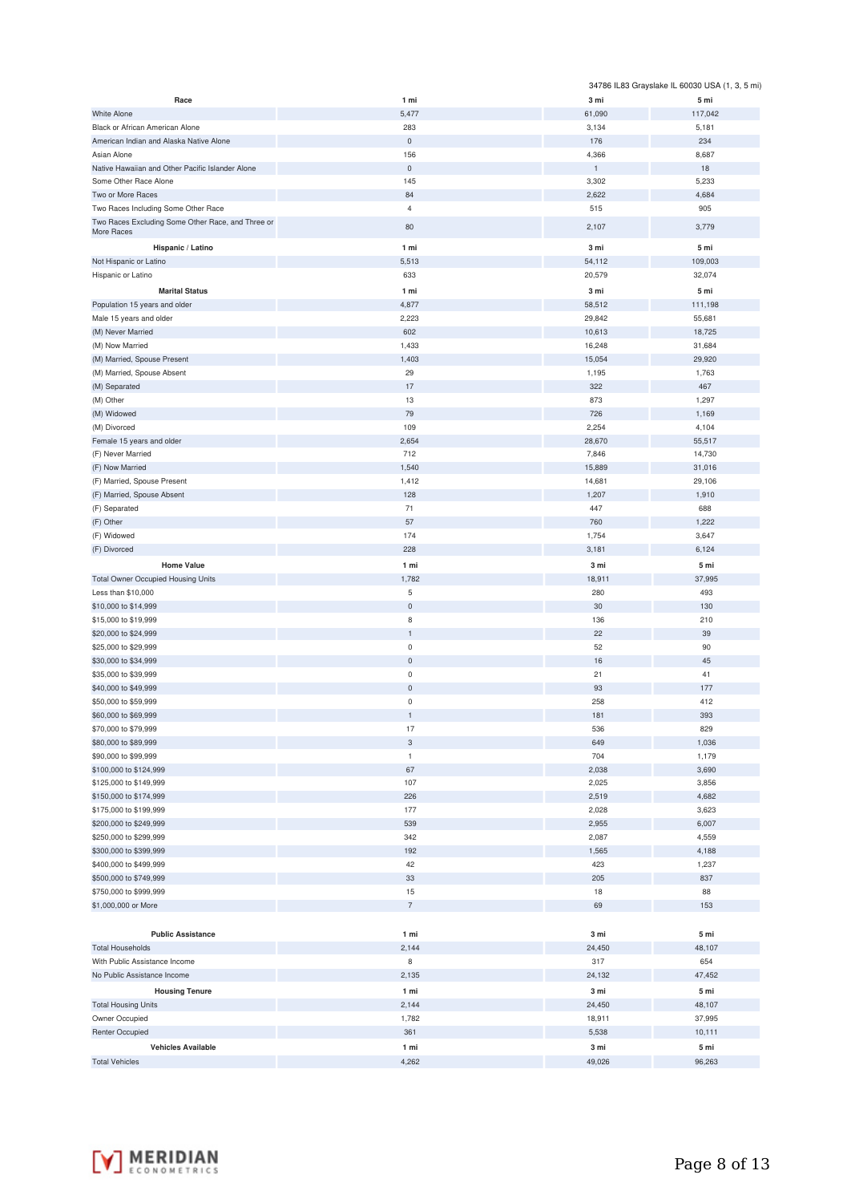34786 IL83 Grayslake IL 60030 USA (1, 3, 5 mi)

| Race | 1 mi | 3 mi | 5 mi |
|---|---|---|---|
| White Alone | 5,477 | 61,090 | 117,042 |
| Black or African American Alone | 283 | 3,134 | 5,181 |
| American Indian and Alaska Native Alone | 0 | 176 | 234 |
| Asian Alone | 156 | 4,366 | 8,687 |
| Native Hawaiian and Other Pacific Islander Alone | 0 | 1 | 18 |
| Some Other Race Alone | 145 | 3,302 | 5,233 |
| Two or More Races | 84 | 2,622 | 4,684 |
| Two Races Including Some Other Race | 4 | 515 | 905 |
| Two Races Excluding Some Other Race, and Three or More Races | 80 | 2,107 | 3,779 |

| Hispanic / Latino | 1 mi | 3 mi | 5 mi |
|---|---|---|---|
| Not Hispanic or Latino | 5,513 | 54,112 | 109,003 |
| Hispanic or Latino | 633 | 20,579 | 32,074 |

| Marital Status | 1 mi | 3 mi | 5 mi |
|---|---|---|---|
| Population 15 years and older | 4,877 | 58,512 | 111,198 |
| Male 15 years and older | 2,223 | 29,842 | 55,681 |
| (M) Never Married | 602 | 10,613 | 18,725 |
| (M) Now Married | 1,433 | 16,248 | 31,684 |
| (M) Married, Spouse Present | 1,403 | 15,054 | 29,920 |
| (M) Married, Spouse Absent | 29 | 1,195 | 1,763 |
| (M) Separated | 17 | 322 | 467 |
| (M) Other | 13 | 873 | 1,297 |
| (M) Widowed | 79 | 726 | 1,169 |
| (M) Divorced | 109 | 2,254 | 4,104 |
| Female 15 years and older | 2,654 | 28,670 | 55,517 |
| (F) Never Married | 712 | 7,846 | 14,730 |
| (F) Now Married | 1,540 | 15,889 | 31,016 |
| (F) Married, Spouse Present | 1,412 | 14,681 | 29,106 |
| (F) Married, Spouse Absent | 128 | 1,207 | 1,910 |
| (F) Separated | 71 | 447 | 688 |
| (F) Other | 57 | 760 | 1,222 |
| (F) Widowed | 174 | 1,754 | 3,647 |
| (F) Divorced | 228 | 3,181 | 6,124 |

| Home Value | 1 mi | 3 mi | 5 mi |
|---|---|---|---|
| Total Owner Occupied Housing Units | 1,782 | 18,911 | 37,995 |
| Less than $10,000 | 5 | 280 | 493 |
| $10,000 to $14,999 | 0 | 30 | 130 |
| $15,000 to $19,999 | 8 | 136 | 210 |
| $20,000 to $24,999 | 1 | 22 | 39 |
| $25,000 to $29,999 | 0 | 52 | 90 |
| $30,000 to $34,999 | 0 | 16 | 45 |
| $35,000 to $39,999 | 0 | 21 | 41 |
| $40,000 to $49,999 | 0 | 93 | 177 |
| $50,000 to $59,999 | 0 | 258 | 412 |
| $60,000 to $69,999 | 1 | 181 | 393 |
| $70,000 to $79,999 | 17 | 536 | 829 |
| $80,000 to $89,999 | 3 | 649 | 1,036 |
| $90,000 to $99,999 | 1 | 704 | 1,179 |
| $100,000 to $124,999 | 67 | 2,038 | 3,690 |
| $125,000 to $149,999 | 107 | 2,025 | 3,856 |
| $150,000 to $174,999 | 226 | 2,519 | 4,682 |
| $175,000 to $199,999 | 177 | 2,028 | 3,623 |
| $200,000 to $249,999 | 539 | 2,955 | 6,007 |
| $250,000 to $299,999 | 342 | 2,087 | 4,559 |
| $300,000 to $399,999 | 192 | 1,565 | 4,188 |
| $400,000 to $499,999 | 42 | 423 | 1,237 |
| $500,000 to $749,999 | 33 | 205 | 837 |
| $750,000 to $999,999 | 15 | 18 | 88 |
| $1,000,000 or More | 7 | 69 | 153 |

| Public Assistance | 1 mi | 3 mi | 5 mi |
|---|---|---|---|
| Total Households | 2,144 | 24,450 | 48,107 |
| With Public Assistance Income | 8 | 317 | 654 |
| No Public Assistance Income | 2,135 | 24,132 | 47,452 |

| Housing Tenure | 1 mi | 3 mi | 5 mi |
|---|---|---|---|
| Total Housing Units | 2,144 | 24,450 | 48,107 |
| Owner Occupied | 1,782 | 18,911 | 37,995 |
| Renter Occupied | 361 | 5,538 | 10,111 |

| Vehicles Available | 1 mi | 3 mi | 5 mi |
|---|---|---|---|
| Total Vehicles | 4,262 | 49,026 | 96,263 |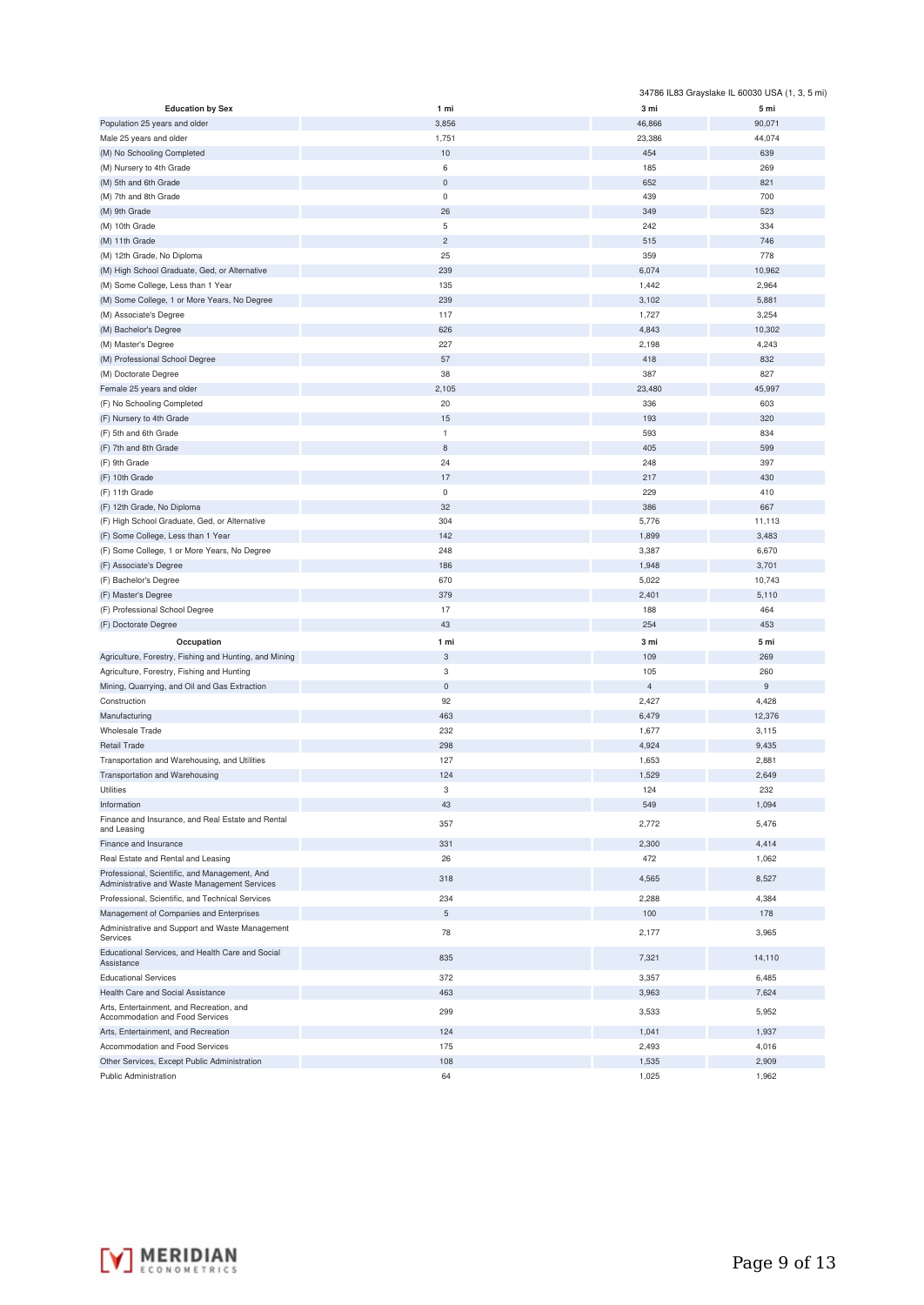34786 IL83 Grayslake IL 60030 USA (1, 3, 5 mi)

| Education by Sex | 1 mi | 3 mi | 5 mi |
|---|---|---|---|
| Population 25 years and older | 3,856 | 46,866 | 90,071 |
| Male 25 years and older | 1,751 | 23,386 | 44,074 |
| (M) No Schooling Completed | 10 | 454 | 639 |
| (M) Nursery to 4th Grade | 6 | 185 | 269 |
| (M) 5th and 6th Grade | 0 | 652 | 821 |
| (M) 7th and 8th Grade | 0 | 439 | 700 |
| (M) 9th Grade | 26 | 349 | 523 |
| (M) 10th Grade | 5 | 242 | 334 |
| (M) 11th Grade | 2 | 515 | 746 |
| (M) 12th Grade, No Diploma | 25 | 359 | 778 |
| (M) High School Graduate, Ged, or Alternative | 239 | 6,074 | 10,962 |
| (M) Some College, Less than 1 Year | 135 | 1,442 | 2,964 |
| (M) Some College, 1 or More Years, No Degree | 239 | 3,102 | 5,881 |
| (M) Associate's Degree | 117 | 1,727 | 3,254 |
| (M) Bachelor's Degree | 626 | 4,843 | 10,302 |
| (M) Master's Degree | 227 | 2,198 | 4,243 |
| (M) Professional School Degree | 57 | 418 | 832 |
| (M) Doctorate Degree | 38 | 387 | 827 |
| Female 25 years and older | 2,105 | 23,480 | 45,997 |
| (F) No Schooling Completed | 20 | 336 | 603 |
| (F) Nursery to 4th Grade | 15 | 193 | 320 |
| (F) 5th and 6th Grade | 1 | 593 | 834 |
| (F) 7th and 8th Grade | 8 | 405 | 599 |
| (F) 9th Grade | 24 | 248 | 397 |
| (F) 10th Grade | 17 | 217 | 430 |
| (F) 11th Grade | 0 | 229 | 410 |
| (F) 12th Grade, No Diploma | 32 | 386 | 667 |
| (F) High School Graduate, Ged, or Alternative | 304 | 5,776 | 11,113 |
| (F) Some College, Less than 1 Year | 142 | 1,899 | 3,483 |
| (F) Some College, 1 or More Years, No Degree | 248 | 3,387 | 6,670 |
| (F) Associate's Degree | 186 | 1,948 | 3,701 |
| (F) Bachelor's Degree | 670 | 5,022 | 10,743 |
| (F) Master's Degree | 379 | 2,401 | 5,110 |
| (F) Professional School Degree | 17 | 188 | 464 |
| (F) Doctorate Degree | 43 | 254 | 453 |

| Occupation | 1 mi | 3 mi | 5 mi |
|---|---|---|---|
| Agriculture, Forestry, Fishing and Hunting, and Mining | 3 | 109 | 269 |
| Agriculture, Forestry, Fishing and Hunting | 3 | 105 | 260 |
| Mining, Quarrying, and Oil and Gas Extraction | 0 | 4 | 9 |
| Construction | 92 | 2,427 | 4,428 |
| Manufacturing | 463 | 6,479 | 12,376 |
| Wholesale Trade | 232 | 1,677 | 3,115 |
| Retail Trade | 298 | 4,924 | 9,435 |
| Transportation and Warehousing, and Utilities | 127 | 1,653 | 2,881 |
| Transportation and Warehousing | 124 | 1,529 | 2,649 |
| Utilities | 3 | 124 | 232 |
| Information | 43 | 549 | 1,094 |
| Finance and Insurance, and Real Estate and Rental and Leasing | 357 | 2,772 | 5,476 |
| Finance and Insurance | 331 | 2,300 | 4,414 |
| Real Estate and Rental and Leasing | 26 | 472 | 1,062 |
| Professional, Scientific, and Management, And Administrative and Waste Management Services | 318 | 4,565 | 8,527 |
| Professional, Scientific, and Technical Services | 234 | 2,288 | 4,384 |
| Management of Companies and Enterprises | 5 | 100 | 178 |
| Administrative and Support and Waste Management Services | 78 | 2,177 | 3,965 |
| Educational Services, and Health Care and Social Assistance | 835 | 7,321 | 14,110 |
| Educational Services | 372 | 3,357 | 6,485 |
| Health Care and Social Assistance | 463 | 3,963 | 7,624 |
| Arts, Entertainment, and Recreation, and Accommodation and Food Services | 299 | 3,533 | 5,952 |
| Arts, Entertainment, and Recreation | 124 | 1,041 | 1,937 |
| Accommodation and Food Services | 175 | 2,493 | 4,016 |
| Other Services, Except Public Administration | 108 | 1,535 | 2,909 |
| Public Administration | 64 | 1,025 | 1,962 |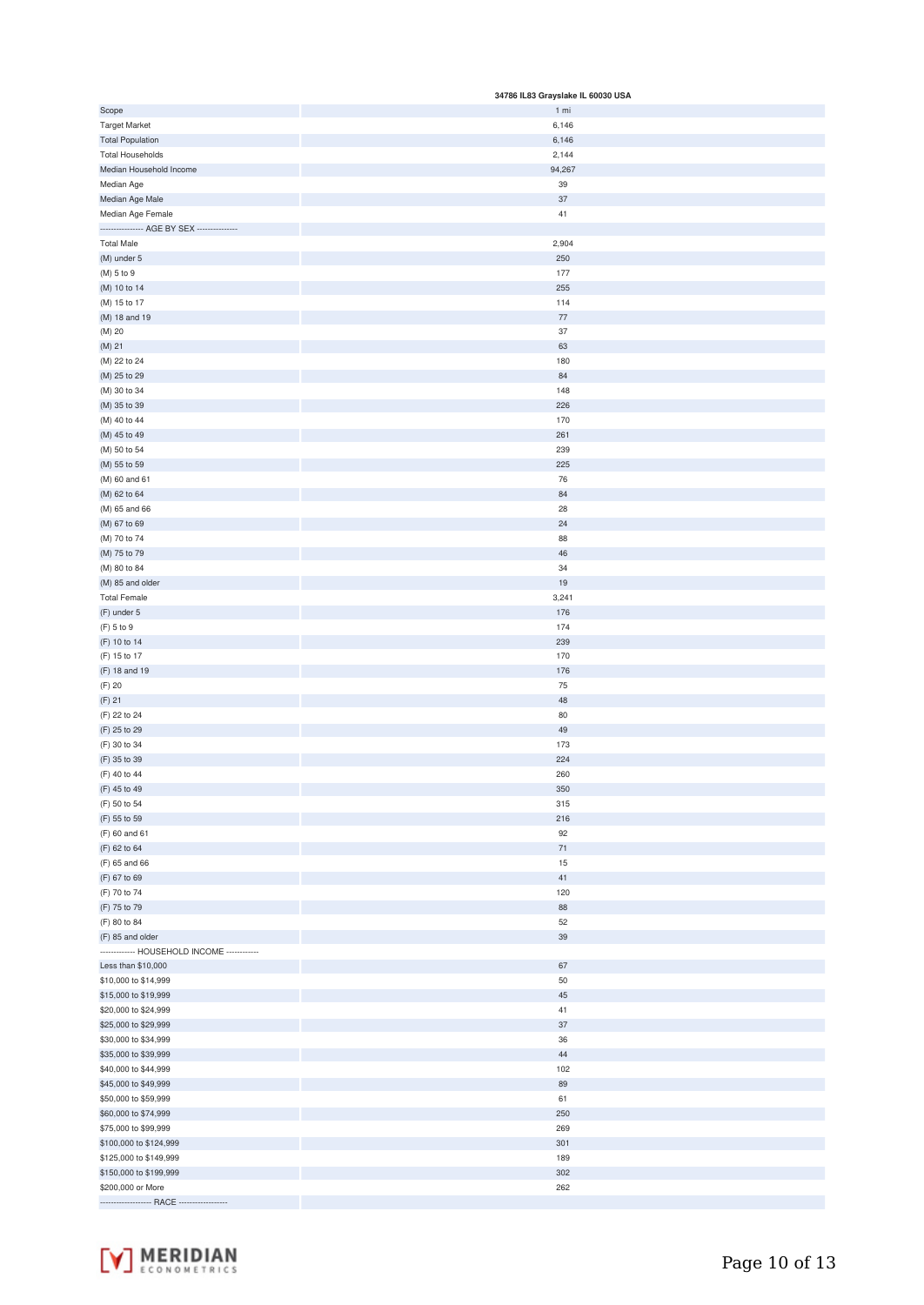| | 34786 IL83 Grayslake IL 60030 USA |
|---|---|
| Scope | 1 mi |
| Target Market | 6,146 |
| Total Population | 6,146 |
| Total Households | 2,144 |
| Median Household Income | 94,267 |
| Median Age | 39 |
| Median Age Male | 37 |
| Median Age Female | 41 |
| --------------- AGE BY SEX -------------- | |
| Total Male | 2,904 |
| (M) under 5 | 250 |
| (M) 5 to 9 | 177 |
| (M) 10 to 14 | 255 |
| (M) 15 to 17 | 114 |
| (M) 18 and 19 | 77 |
| (M) 20 | 37 |
| (M) 21 | 63 |
| (M) 22 to 24 | 180 |
| (M) 25 to 29 | 84 |
| (M) 30 to 34 | 148 |
| (M) 35 to 39 | 226 |
| (M) 40 to 44 | 170 |
| (M) 45 to 49 | 261 |
| (M) 50 to 54 | 239 |
| (M) 55 to 59 | 225 |
| (M) 60 and 61 | 76 |
| (M) 62 to 64 | 84 |
| (M) 65 and 66 | 28 |
| (M) 67 to 69 | 24 |
| (M) 70 to 74 | 88 |
| (M) 75 to 79 | 46 |
| (M) 80 to 84 | 34 |
| (M) 85 and older | 19 |
| Total Female | 3,241 |
| (F) under 5 | 176 |
| (F) 5 to 9 | 174 |
| (F) 10 to 14 | 239 |
| (F) 15 to 17 | 170 |
| (F) 18 and 19 | 176 |
| (F) 20 | 75 |
| (F) 21 | 48 |
| (F) 22 to 24 | 80 |
| (F) 25 to 29 | 49 |
| (F) 30 to 34 | 173 |
| (F) 35 to 39 | 224 |
| (F) 40 to 44 | 260 |
| (F) 45 to 49 | 350 |
| (F) 50 to 54 | 315 |
| (F) 55 to 59 | 216 |
| (F) 60 and 61 | 92 |
| (F) 62 to 64 | 71 |
| (F) 65 and 66 | 15 |
| (F) 67 to 69 | 41 |
| (F) 70 to 74 | 120 |
| (F) 75 to 79 | 88 |
| (F) 80 to 84 | 52 |
| (F) 85 and older | 39 |
| ------------ HOUSEHOLD INCOME ----------- | |
| Less than $10,000 | 67 |
| $10,000 to $14,999 | 50 |
| $15,000 to $19,999 | 45 |
| $20,000 to $24,999 | 41 |
| $25,000 to $29,999 | 37 |
| $30,000 to $34,999 | 36 |
| $35,000 to $39,999 | 44 |
| $40,000 to $44,999 | 102 |
| $45,000 to $49,999 | 89 |
| $50,000 to $59,999 | 61 |
| $60,000 to $74,999 | 250 |
| $75,000 to $99,999 | 269 |
| $100,000 to $124,999 | 301 |
| $125,000 to $149,999 | 189 |
| $150,000 to $199,999 | 302 |
| $200,000 or More | 262 |
| ------------------ RACE ----------------- | |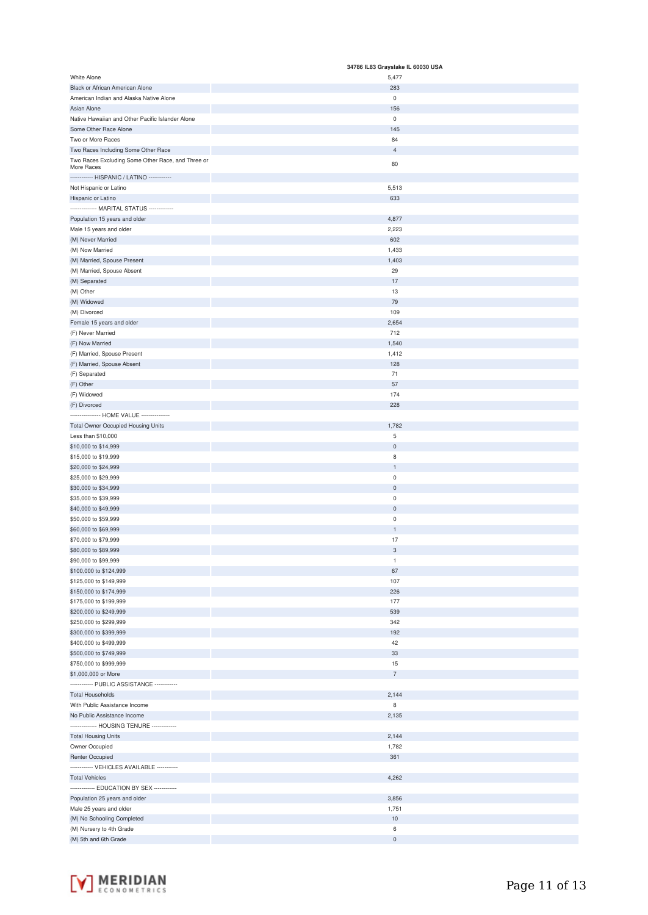| | 34786 IL83 Grayslake IL 60030 USA |
|---|---|
| White Alone | 5,477 |
| Black or African American Alone | 283 |
| American Indian and Alaska Native Alone | 0 |
| Asian Alone | 156 |
| Native Hawaiian and Other Pacific Islander Alone | 0 |
| Some Other Race Alone | 145 |
| Two or More Races | 84 |
| Two Races Including Some Other Race | 4 |
| Two Races Excluding Some Other Race, and Three or More Races | 80 |
| ----------- HISPANIC / LATINO ----------- | |
| Not Hispanic or Latino | 5,513 |
| Hispanic or Latino | 633 |
| ------------- MARITAL STATUS ------------ | |
| Population 15 years and older | 4,877 |
| Male 15 years and older | 2,223 |
| (M) Never Married | 602 |
| (M) Now Married | 1,433 |
| (M) Married, Spouse Present | 1,403 |
| (M) Married, Spouse Absent | 29 |
| (M) Separated | 17 |
| (M) Other | 13 |
| (M) Widowed | 79 |
| (M) Divorced | 109 |
| Female 15 years and older | 2,654 |
| (F) Never Married | 712 |
| (F) Now Married | 1,540 |
| (F) Married, Spouse Present | 1,412 |
| (F) Married, Spouse Absent | 128 |
| (F) Separated | 71 |
| (F) Other | 57 |
| (F) Widowed | 174 |
| (F) Divorced | 228 |
| --------------- HOME VALUE -------------- | |
| Total Owner Occupied Housing Units | 1,782 |
| Less than $10,000 | 5 |
| $10,000 to $14,999 | 0 |
| $15,000 to $19,999 | 8 |
| $20,000 to $24,999 | 1 |
| $25,000 to $29,999 | 0 |
| $30,000 to $34,999 | 0 |
| $35,000 to $39,999 | 0 |
| $40,000 to $49,999 | 0 |
| $50,000 to $59,999 | 0 |
| $60,000 to $69,999 | 1 |
| $70,000 to $79,999 | 17 |
| $80,000 to $89,999 | 3 |
| $90,000 to $99,999 | 1 |
| $100,000 to $124,999 | 67 |
| $125,000 to $149,999 | 107 |
| $150,000 to $174,999 | 226 |
| $175,000 to $199,999 | 177 |
| $200,000 to $249,999 | 539 |
| $250,000 to $299,999 | 342 |
| $300,000 to $399,999 | 192 |
| $400,000 to $499,999 | 42 |
| $500,000 to $749,999 | 33 |
| $750,000 to $999,999 | 15 |
| $1,000,000 or More | 7 |
| ----------- PUBLIC ASSISTANCE ----------- | |
| Total Households | 2,144 |
| With Public Assistance Income | 8 |
| No Public Assistance Income | 2,135 |
| ------------- HOUSING TENURE ------------ | |
| Total Housing Units | 2,144 |
| Owner Occupied | 1,782 |
| Renter Occupied | 361 |
| ----------- VEHICLES AVAILABLE ---------- | |
| Total Vehicles | 4,262 |
| ------------ EDUCATION BY SEX ----------- | |
| Population 25 years and older | 3,856 |
| Male 25 years and older | 1,751 |
| (M) No Schooling Completed | 10 |
| (M) Nursery to 4th Grade | 6 |
| (M) 5th and 6th Grade | 0 |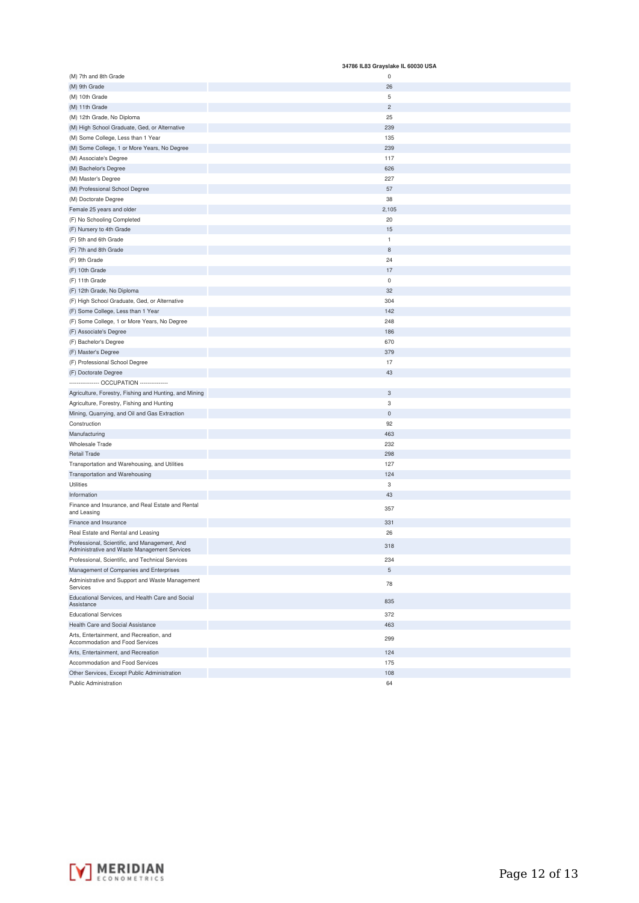| | 34786 IL83 Grayslake IL 60030 USA |
|---|---|
| (M) 7th and 8th Grade | 0 |
| (M) 9th Grade | 26 |
| (M) 10th Grade | 5 |
| (M) 11th Grade | 2 |
| (M) 12th Grade, No Diploma | 25 |
| (M) High School Graduate, Ged, or Alternative | 239 |
| (M) Some College, Less than 1 Year | 135 |
| (M) Some College, 1 or More Years, No Degree | 239 |
| (M) Associate's Degree | 117 |
| (M) Bachelor's Degree | 626 |
| (M) Master's Degree | 227 |
| (M) Professional School Degree | 57 |
| (M) Doctorate Degree | 38 |
| Female 25 years and older | 2,105 |
| (F) No Schooling Completed | 20 |
| (F) Nursery to 4th Grade | 15 |
| (F) 5th and 6th Grade | 1 |
| (F) 7th and 8th Grade | 8 |
| (F) 9th Grade | 24 |
| (F) 10th Grade | 17 |
| (F) 11th Grade | 0 |
| (F) 12th Grade, No Diploma | 32 |
| (F) High School Graduate, Ged, or Alternative | 304 |
| (F) Some College, Less than 1 Year | 142 |
| (F) Some College, 1 or More Years, No Degree | 248 |
| (F) Associate's Degree | 186 |
| (F) Bachelor's Degree | 670 |
| (F) Master's Degree | 379 |
| (F) Professional School Degree | 17 |
| (F) Doctorate Degree | 43 |
| --------------- OCCUPATION -------------- | |
| Agriculture, Forestry, Fishing and Hunting, and Mining | 3 |
| Agriculture, Forestry, Fishing and Hunting | 3 |
| Mining, Quarrying, and Oil and Gas Extraction | 0 |
| Construction | 92 |
| Manufacturing | 463 |
| Wholesale Trade | 232 |
| Retail Trade | 298 |
| Transportation and Warehousing, and Utilities | 127 |
| Transportation and Warehousing | 124 |
| Utilities | 3 |
| Information | 43 |
| Finance and Insurance, and Real Estate and Rental and Leasing | 357 |
| Finance and Insurance | 331 |
| Real Estate and Rental and Leasing | 26 |
| Professional, Scientific, and Management, And Administrative and Waste Management Services | 318 |
| Professional, Scientific, and Technical Services | 234 |
| Management of Companies and Enterprises | 5 |
| Administrative and Support and Waste Management Services | 78 |
| Educational Services, and Health Care and Social Assistance | 835 |
| Educational Services | 372 |
| Health Care and Social Assistance | 463 |
| Arts, Entertainment, and Recreation, and Accommodation and Food Services | 299 |
| Arts, Entertainment, and Recreation | 124 |
| Accommodation and Food Services | 175 |
| Other Services, Except Public Administration | 108 |
| Public Administration | 64 |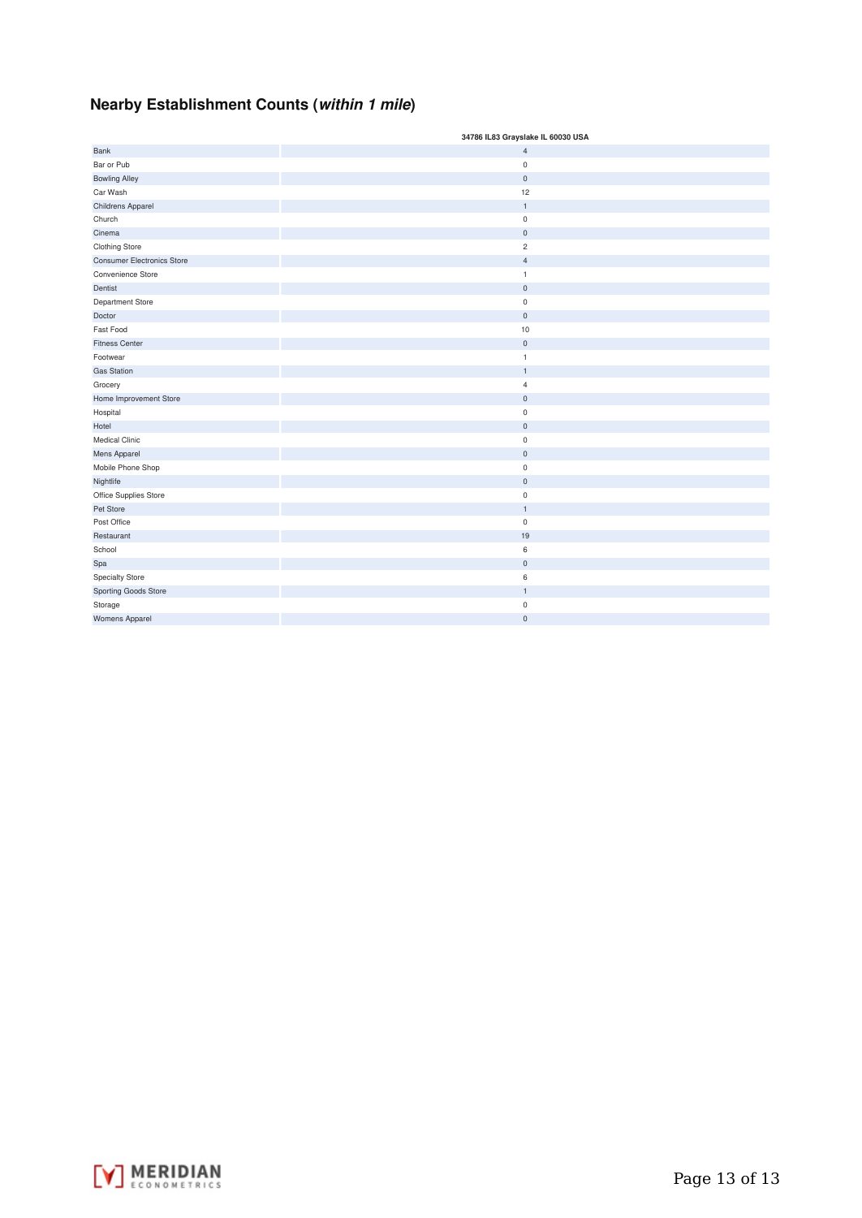## Nearby Establishment Counts (***within 1 mile***)

| | 34786 IL83 Grayslake IL 60030 USA |
|---|---|
| Bank | 4 |
| Bar or Pub | 0 |
| Bowling Alley | 0 |
| Car Wash | 12 |
| Childrens Apparel | 1 |
| Church | 0 |
| Cinema | 0 |
| Clothing Store | 2 |
| Consumer Electronics Store | 4 |
| Convenience Store | 1 |
| Dentist | 0 |
| Department Store | 0 |
| Doctor | 0 |
| Fast Food | 10 |
| Fitness Center | 0 |
| Footwear | 1 |
| Gas Station | 1 |
| Grocery | 4 |
| Home Improvement Store | 0 |
| Hospital | 0 |
| Hotel | 0 |
| Medical Clinic | 0 |
| Mens Apparel | 0 |
| Mobile Phone Shop | 0 |
| Nightlife | 0 |
| Office Supplies Store | 0 |
| Pet Store | 1 |
| Post Office | 0 |
| Restaurant | 19 |
| School | 6 |
| Spa | 0 |
| Specialty Store | 6 |
| Sporting Goods Store | 1 |
| Storage | 0 |
| Womens Apparel | 0 |